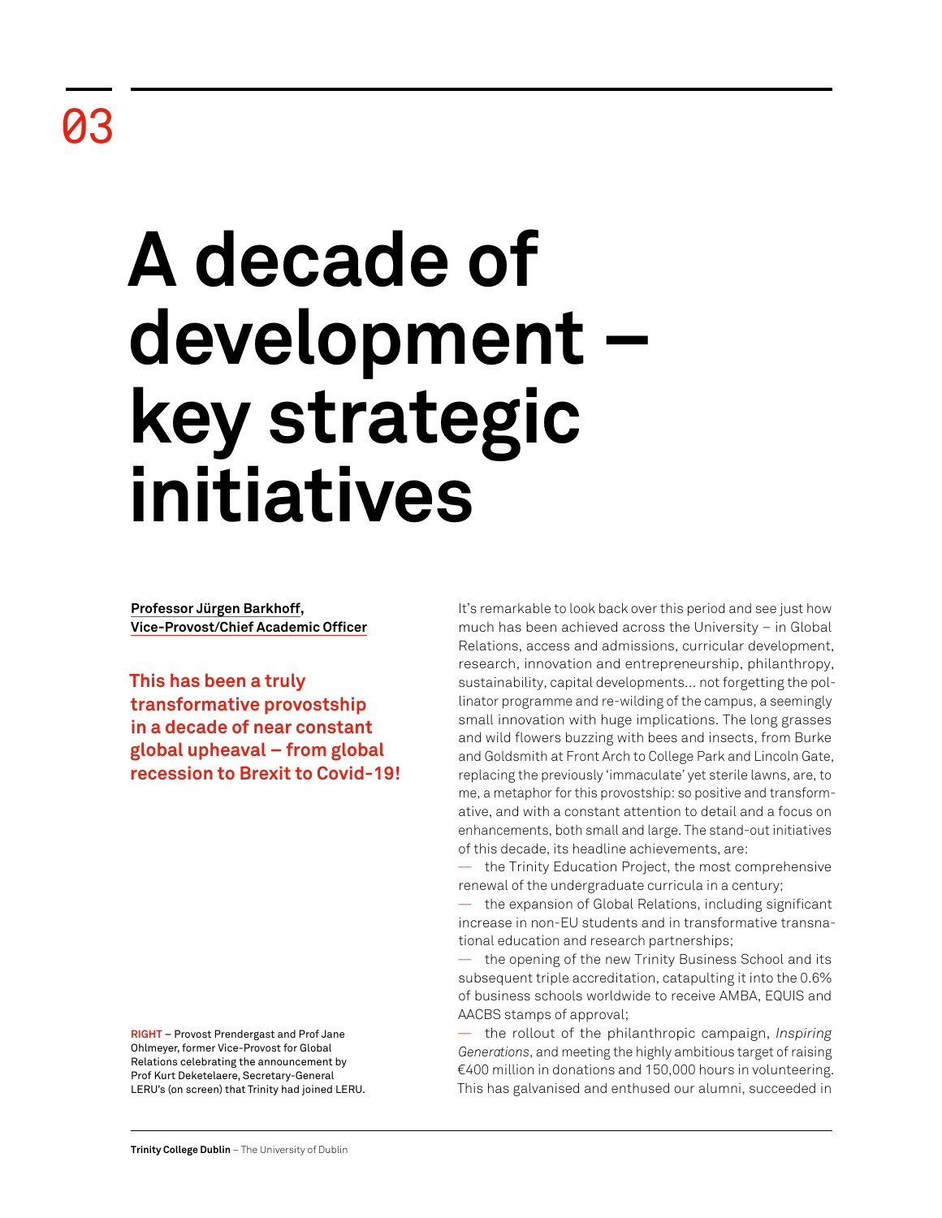03

# A decade of development – key strategic initiatives

**Professor Jürgen Barkhoff, Vice-Provost/Chief Academic Officer**

**This has been a truly transformative provostship in a decade of near constant global upheaval – from global recession to Brexit to Covid-19!**

It's remarkable to look back over this period and see just how much has been achieved across the University – in Global Relations, access and admissions, curricular development, research, innovation and entrepreneurship, philanthropy, sustainability, capital developments... not forgetting the pollinator programme and re-wilding of the campus, a seemingly small innovation with huge implications. The long grasses and wild flowers buzzing with bees and insects, from Burke and Goldsmith at Front Arch to College Park and Lincoln Gate, replacing the previously 'immaculate' yet sterile lawns, are, to me, a metaphor for this provostship: so positive and transformative, and with a constant attention to detail and a focus on enhancements, both small and large. The stand-out initiatives of this decade, its headline achievements, are:

— the Trinity Education Project, the most comprehensive renewal of the undergraduate curricula in a century;

— the expansion of Global Relations, including significant increase in non-EU students and in transformative transnational education and research partnerships;

— the opening of the new Trinity Business School and its subsequent triple accreditation, catapulting it into the 0.6% of business schools worldwide to receive AMBA, EQUIS and AACBS stamps of approval;

— the rollout of the philanthropic campaign, *Inspiring Generations*, and meeting the highly ambitious target of raising €400 million in donations and 150,000 hours in volunteering. This has galvanised and enthused our alumni, succeeded in

**RIGHT** – Provost Prendergast and Prof Jane Ohlmeyer, former Vice-Provost for Global Relations celebrating the announcement by Prof Kurt Deketelaere, Secretary-General LERU's (on screen) that Trinity had joined LERU.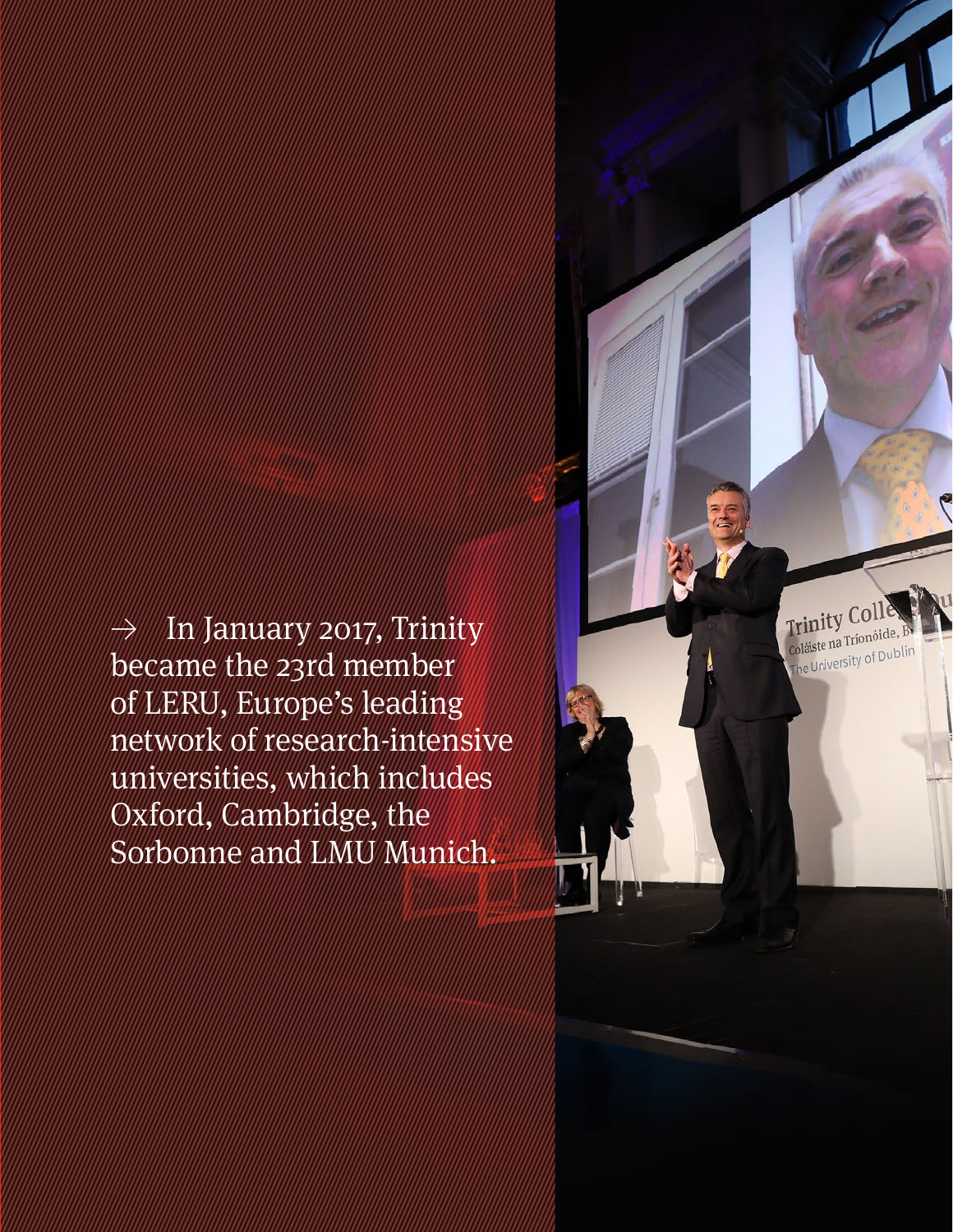→ In January 2017, Trinity became the 23rd member of LERU, Europe's leading network of research-intensive universities, which includes Oxford, Cambridge, the Sorbonne and LMU Munich.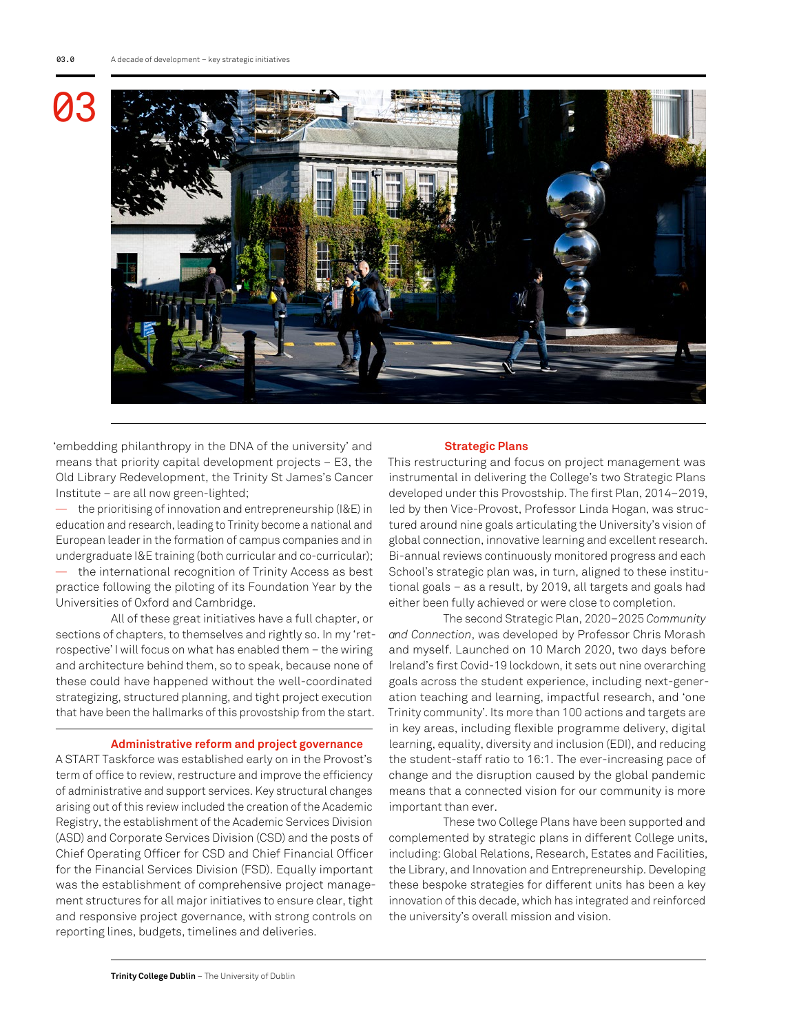'embedding philanthropy in the DNA of the university' and means that priority capital development projects – E3, the Old Library Redevelopment, the Trinity St James's Cancer Institute – are all now green-lighted;

— the prioritising of innovation and entrepreneurship (I&E) in education and research, leading to Trinity become a national and European leader in the formation of campus companies and in undergraduate I&E training (both curricular and co-curricular);

— the international recognition of Trinity Access as best practice following the piloting of its Foundation Year by the Universities of Oxford and Cambridge.

All of these great initiatives have a full chapter, or sections of chapters, to themselves and rightly so. In my 'retrospective' I will focus on what has enabled them – the wiring and architecture behind them, so to speak, because none of these could have happened without the well-coordinated strategizing, structured planning, and tight project execution that have been the hallmarks of this provostship from the start.

## Administrative reform and project governance

A START Taskforce was established early on in the Provost's term of office to review, restructure and improve the efficiency of administrative and support services. Key structural changes arising out of this review included the creation of the Academic Registry, the establishment of the Academic Services Division (ASD) and Corporate Services Division (CSD) and the posts of Chief Operating Officer for CSD and Chief Financial Officer for the Financial Services Division (FSD). Equally important was the establishment of comprehensive project management structures for all major initiatives to ensure clear, tight and responsive project governance, with strong controls on reporting lines, budgets, timelines and deliveries.

## Strategic Plans

This restructuring and focus on project management was instrumental in delivering the College's two Strategic Plans developed under this Provostship. The first Plan, 2014–2019, led by then Vice-Provost, Professor Linda Hogan, was structured around nine goals articulating the University's vision of global connection, innovative learning and excellent research. Bi-annual reviews continuously monitored progress and each School's strategic plan was, in turn, aligned to these institutional goals – as a result, by 2019, all targets and goals had either been fully achieved or were close to completion.

The second Strategic Plan, 2020–2025 *Community and Connection*, was developed by Professor Chris Morash and myself. Launched on 10 March 2020, two days before Ireland's first Covid-19 lockdown, it sets out nine overarching goals across the student experience, including next-generation teaching and learning, impactful research, and 'one Trinity community'. Its more than 100 actions and targets are in key areas, including flexible programme delivery, digital learning, equality, diversity and inclusion (EDI), and reducing the student-staff ratio to 16:1. The ever-increasing pace of change and the disruption caused by the global pandemic means that a connected vision for our community is more important than ever.

These two College Plans have been supported and complemented by strategic plans in different College units, including: Global Relations, Research, Estates and Facilities, the Library, and Innovation and Entrepreneurship. Developing these bespoke strategies for different units has been a key innovation of this decade, which has integrated and reinforced the university's overall mission and vision.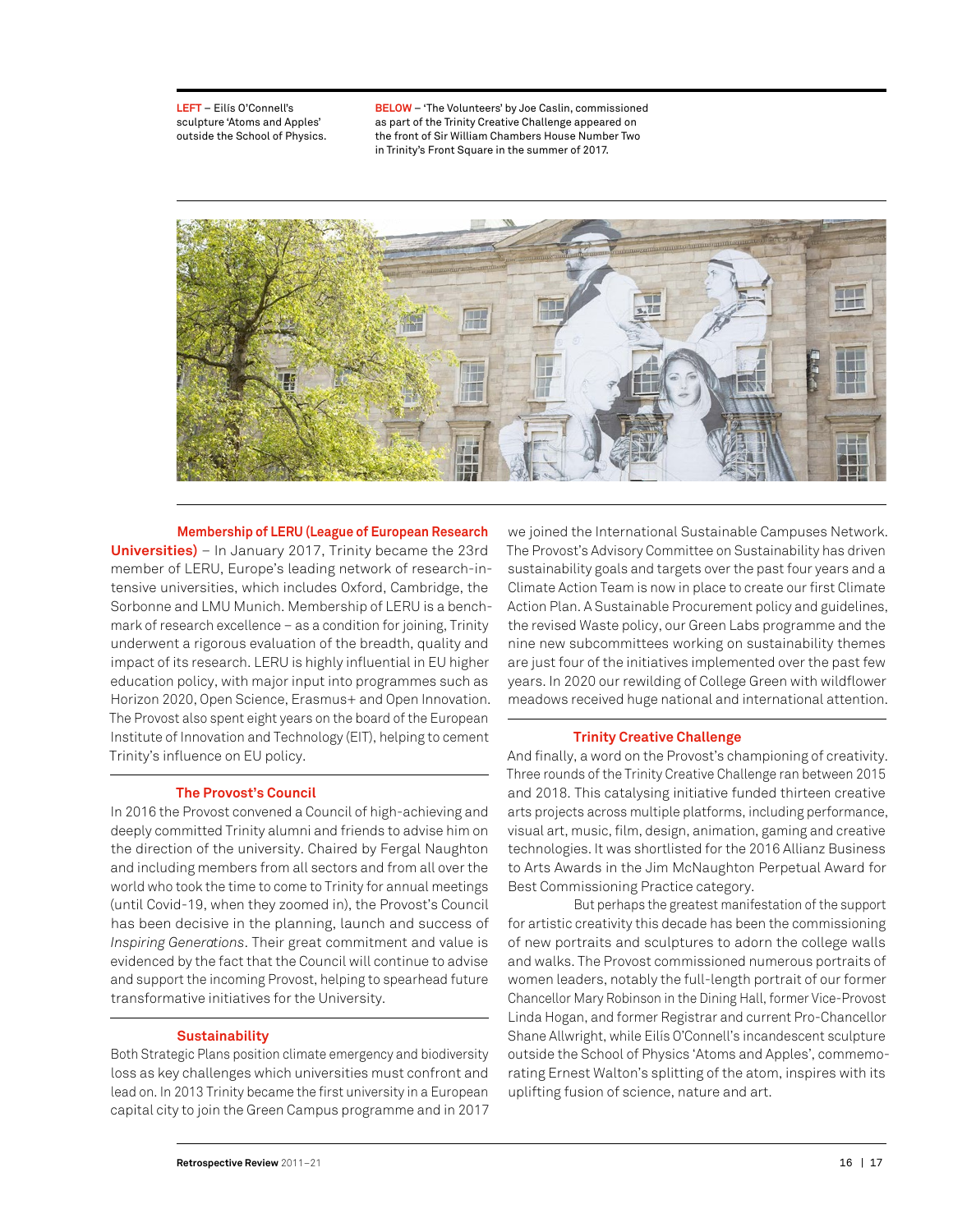**LEFT** – Eilís O'Connell's sculpture 'Atoms and Apples' outside the School of Physics.

**BELOW** – 'The Volunteers' by Joe Caslin, commissioned as part of the Trinity Creative Challenge appeared on the front of Sir William Chambers House Number Two in Trinity's Front Square in the summer of 2017.

**Membership of LERU (League of European Research Universities)** – In January 2017, Trinity became the 23rd member of LERU, Europe's leading network of research-intensive universities, which includes Oxford, Cambridge, the Sorbonne and LMU Munich. Membership of LERU is a benchmark of research excellence – as a condition for joining, Trinity underwent a rigorous evaluation of the breadth, quality and impact of its research. LERU is highly influential in EU higher education policy, with major input into programmes such as Horizon 2020, Open Science, Erasmus+ and Open Innovation. The Provost also spent eight years on the board of the European Institute of Innovation and Technology (EIT), helping to cement Trinity's influence on EU policy.

### The Provost's Council

In 2016 the Provost convened a Council of high-achieving and deeply committed Trinity alumni and friends to advise him on the direction of the university. Chaired by Fergal Naughton and including members from all sectors and from all over the world who took the time to come to Trinity for annual meetings (until Covid-19, when they zoomed in), the Provost's Council has been decisive in the planning, launch and success of *Inspiring Generations*. Their great commitment and value is evidenced by the fact that the Council will continue to advise and support the incoming Provost, helping to spearhead future transformative initiatives for the University.

### Sustainability

Both Strategic Plans position climate emergency and biodiversity loss as key challenges which universities must confront and lead on. In 2013 Trinity became the first university in a European capital city to join the Green Campus programme and in 2017 we joined the International Sustainable Campuses Network. The Provost's Advisory Committee on Sustainability has driven sustainability goals and targets over the past four years and a Climate Action Team is now in place to create our first Climate Action Plan. A Sustainable Procurement policy and guidelines, the revised Waste policy, our Green Labs programme and the nine new subcommittees working on sustainability themes are just four of the initiatives implemented over the past few years. In 2020 our rewilding of College Green with wildflower meadows received huge national and international attention.

### Trinity Creative Challenge

And finally, a word on the Provost's championing of creativity. Three rounds of the Trinity Creative Challenge ran between 2015 and 2018. This catalysing initiative funded thirteen creative arts projects across multiple platforms, including performance, visual art, music, film, design, animation, gaming and creative technologies. It was shortlisted for the 2016 Allianz Business to Arts Awards in the Jim McNaughton Perpetual Award for Best Commissioning Practice category.

But perhaps the greatest manifestation of the support for artistic creativity this decade has been the commissioning of new portraits and sculptures to adorn the college walls and walks. The Provost commissioned numerous portraits of women leaders, notably the full-length portrait of our former Chancellor Mary Robinson in the Dining Hall, former Vice-Provost Linda Hogan, and former Registrar and current Pro-Chancellor Shane Allwright, while Eilís O'Connell's incandescent sculpture outside the School of Physics 'Atoms and Apples', commemorating Ernest Walton's splitting of the atom, inspires with its uplifting fusion of science, nature and art.